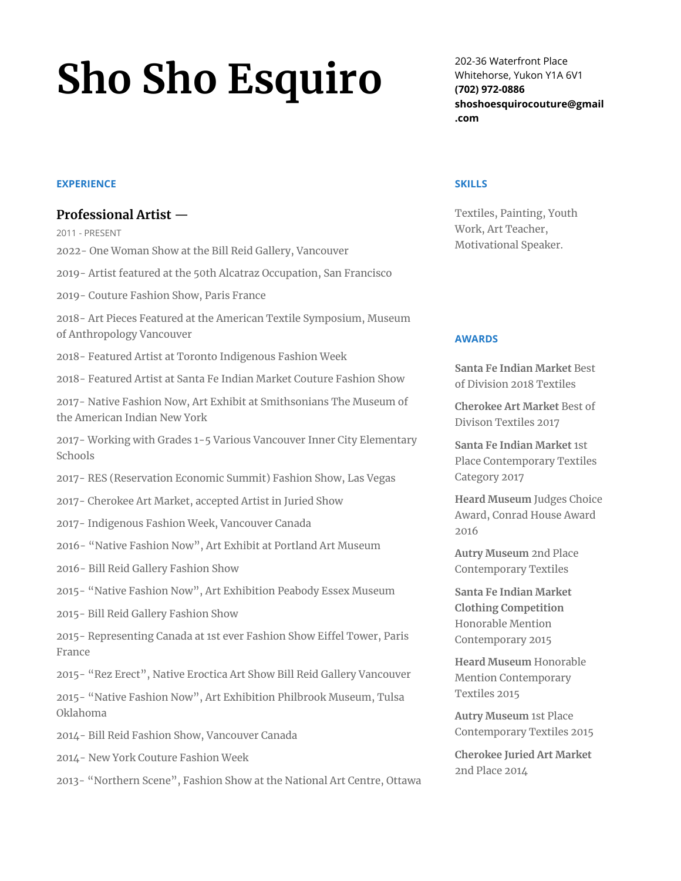# Sho Sho Esquiro

202-36 Waterfront Place
Whitehorse, Yukon Y1A 6V1
**(702) 972-0886**
**shoshoesquirocouture@gmail.com**

## EXPERIENCE

### Professional Artist —

2011 - PRESENT

2022- One Woman Show at the Bill Reid Gallery, Vancouver

2019- Artist featured at the 50th Alcatraz Occupation, San Francisco

2019- Couture Fashion Show, Paris France

2018- Art Pieces Featured at the American Textile Symposium, Museum of Anthropology Vancouver

2018- Featured Artist at Toronto Indigenous Fashion Week

2018- Featured Artist at Santa Fe Indian Market Couture Fashion Show

2017- Native Fashion Now, Art Exhibit at Smithsonians The Museum of the American Indian New York

2017- Working with Grades 1-5 Various Vancouver Inner City Elementary Schools

2017- RES (Reservation Economic Summit) Fashion Show, Las Vegas

2017- Cherokee Art Market, accepted Artist in Juried Show

2017- Indigenous Fashion Week, Vancouver Canada

2016- “Native Fashion Now”, Art Exhibit at Portland Art Museum

2016- Bill Reid Gallery Fashion Show

2015- “Native Fashion Now”, Art Exhibition Peabody Essex Museum

2015- Bill Reid Gallery Fashion Show

2015- Representing Canada at 1st ever Fashion Show Eiffel Tower, Paris France

2015- “Rez Erect”, Native Eroctica Art Show Bill Reid Gallery Vancouver

2015- “Native Fashion Now”, Art Exhibition Philbrook Museum, Tulsa Oklahoma

2014- Bill Reid Fashion Show, Vancouver Canada

2014- New York Couture Fashion Week

2013- “Northern Scene”, Fashion Show at the National Art Centre, Ottawa

## SKILLS

Textiles, Painting, Youth Work, Art Teacher, Motivational Speaker.

## AWARDS

**Santa Fe Indian Market** Best of Division 2018 Textiles

**Cherokee Art Market** Best of Divison Textiles 2017

**Santa Fe Indian Market** 1st Place Contemporary Textiles Category 2017

**Heard Museum** Judges Choice Award, Conrad House Award 2016

**Autry Museum** 2nd Place Contemporary Textiles

**Santa Fe Indian Market Clothing Competition** Honorable Mention Contemporary 2015

**Heard Museum** Honorable Mention Contemporary Textiles 2015

**Autry Museum** 1st Place Contemporary Textiles 2015

**Cherokee Juried Art Market** 2nd Place 2014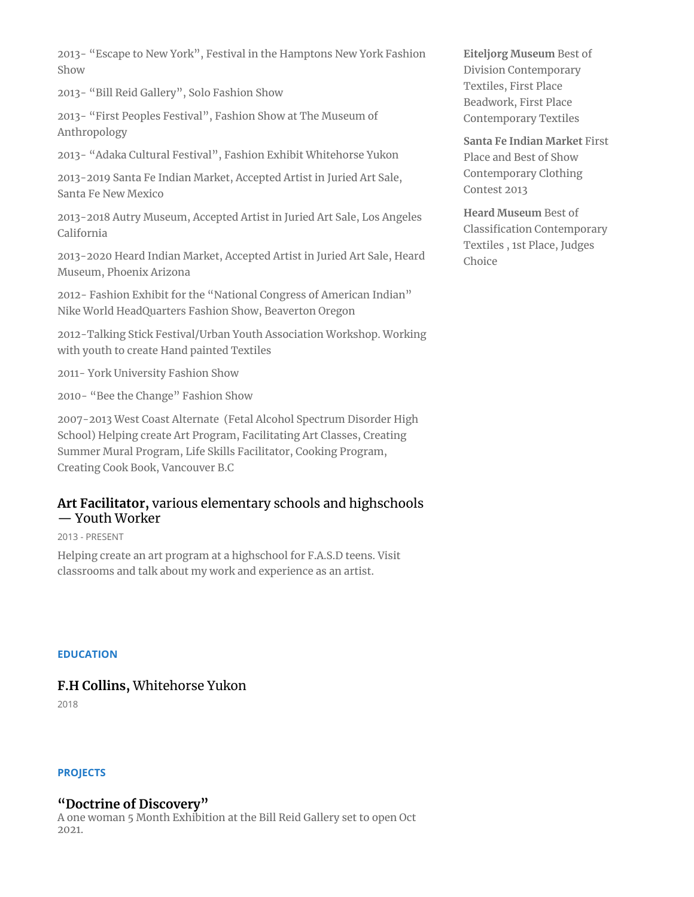2013- "Escape to New York", Festival in the Hamptons New York Fashion Show

2013- "Bill Reid Gallery", Solo Fashion Show

2013- "First Peoples Festival", Fashion Show at The Museum of Anthropology

2013- "Adaka Cultural Festival", Fashion Exhibit Whitehorse Yukon

2013-2019 Santa Fe Indian Market, Accepted Artist in Juried Art Sale, Santa Fe New Mexico

2013-2018 Autry Museum, Accepted Artist in Juried Art Sale, Los Angeles California

2013-2020 Heard Indian Market, Accepted Artist in Juried Art Sale, Heard Museum, Phoenix Arizona

2012- Fashion Exhibit for the "National Congress of American Indian" Nike World HeadQuarters Fashion Show, Beaverton Oregon

2012-Talking Stick Festival/Urban Youth Association Workshop. Working with youth to create Hand painted Textiles

2011- York University Fashion Show

2010- "Bee the Change" Fashion Show

2007-2013 West Coast Alternate (Fetal Alcohol Spectrum Disorder High School) Helping create Art Program, Facilitating Art Classes, Creating Summer Mural Program, Life Skills Facilitator, Cooking Program, Creating Cook Book, Vancouver B.C

### **Art Facilitator,** various elementary schools and highschools — Youth Worker

2013 - PRESENT

Helping create an art program at a highschool for F.A.S.D teens. Visit classrooms and talk about my work and experience as an artist.

## EDUCATION

### **F.H Collins,** Whitehorse Yukon

2018

## PROJECTS

### "Doctrine of Discovery"

A one woman 5 Month Exhibition at the Bill Reid Gallery set to open Oct 2021.

**Eiteljorg Museum** Best of Division Contemporary Textiles, First Place Beadwork, First Place Contemporary Textiles

**Santa Fe Indian Market** First Place and Best of Show Contemporary Clothing Contest 2013

**Heard Museum** Best of Classification Contemporary Textiles , 1st Place, Judges Choice